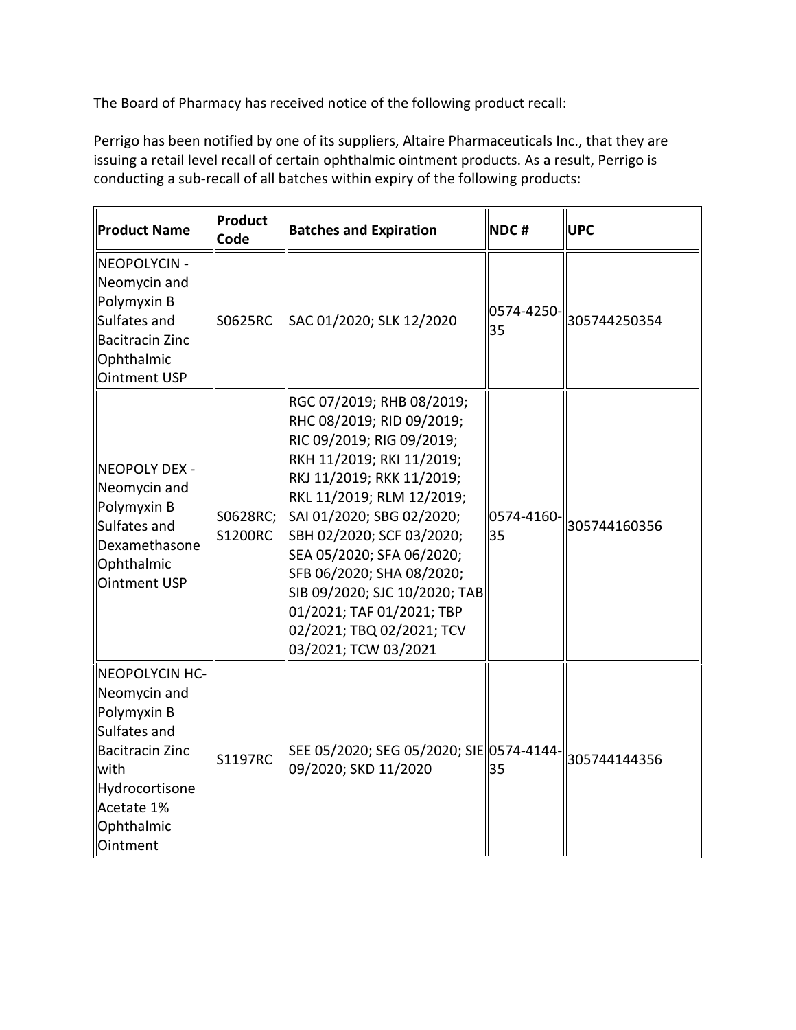The Board of Pharmacy has received notice of the following product recall:

Perrigo has been notified by one of its suppliers, Altaire Pharmaceuticals Inc., that they are issuing a retail level recall of certain ophthalmic ointment products. As a result, Perrigo is conducting a sub-recall of all batches within expiry of the following products:

| **Product Name** | **Product Code** | **Batches and Expiration** | **NDC #** | **UPC** |
|---|---|---|---|---|
| NEOPOLYCIN - Neomycin and Polymyxin B Sulfates and Bacitracin Zinc Ophthalmic Ointment USP | S0625RC | SAC 01/2020; SLK 12/2020 | 0574-4250-35 | 305744250354 |
| NEOPOLY DEX - Neomycin and Polymyxin B Sulfates and Dexamethasone Ophthalmic Ointment USP | S0628RC; S1200RC | RGC 07/2019; RHB 08/2019; RHC 08/2019; RID 09/2019; RIC 09/2019; RIG 09/2019; RKH 11/2019; RKI 11/2019; RKJ 11/2019; RKK 11/2019; RKL 11/2019; RLM 12/2019; SAI 01/2020; SBG 02/2020; SBH 02/2020; SCF 03/2020; SEA 05/2020; SFA 06/2020; SFB 06/2020; SHA 08/2020; SIB 09/2020; SJC 10/2020; TAB 01/2021; TAF 01/2021; TBP 02/2021; TBQ 02/2021; TCV 03/2021; TCW 03/2021 | 0574-4160-35 | 305744160356 |
| NEOPOLYCIN HC- Neomycin and Polymyxin B Sulfates and Bacitracin Zinc with Hydrocortisone Acetate 1% Ophthalmic Ointment | S1197RC | SEE 05/2020; SEG 05/2020; SIE 09/2020; SKD 11/2020 | 0574-4144-35 | 305744144356 |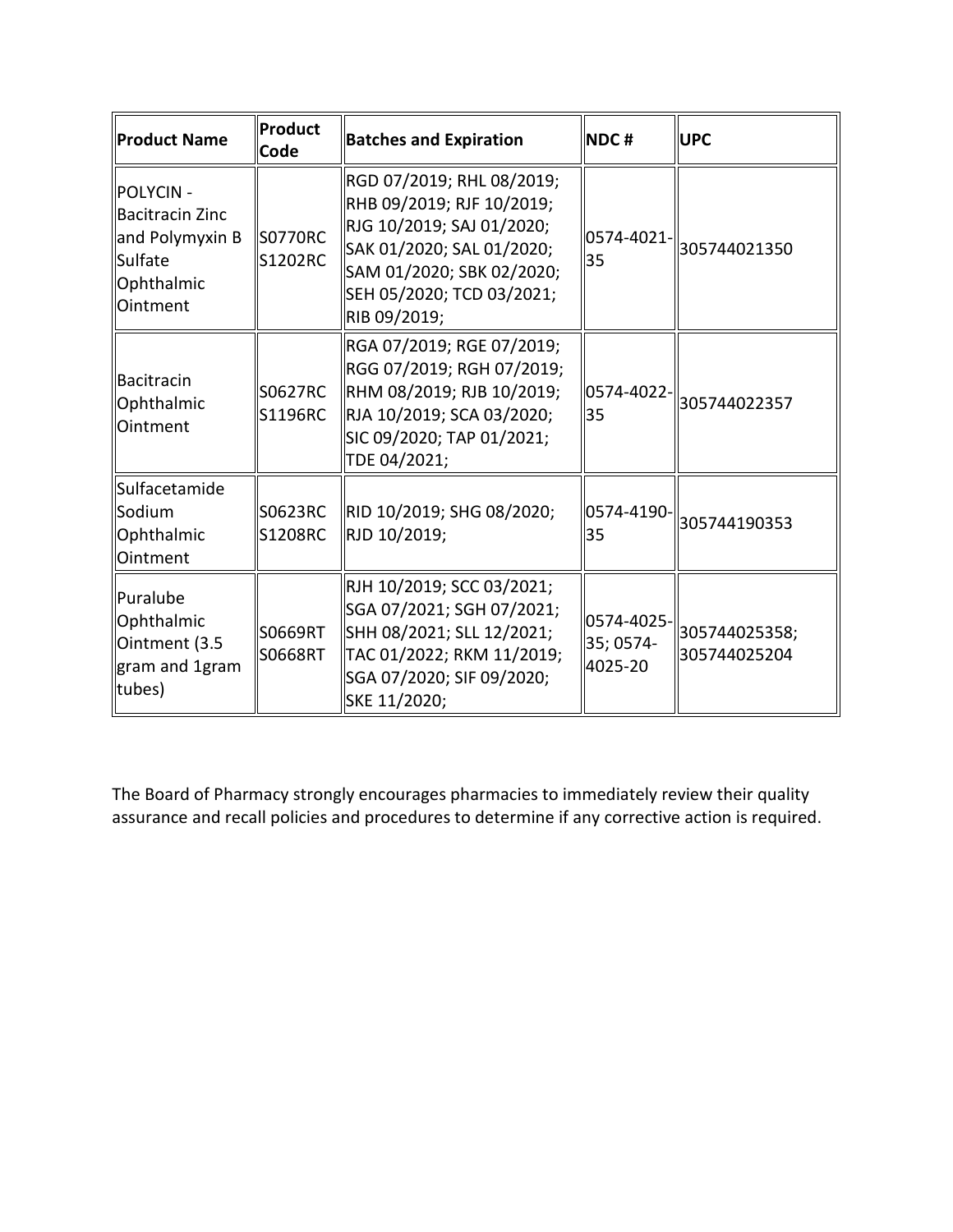| Product Name | Product Code | Batches and Expiration | NDC # | UPC |
| --- | --- | --- | --- | --- |
| POLYCIN - Bacitracin Zinc and Polymyxin B Sulfate Ophthalmic Ointment | S0770RC S1202RC | RGD 07/2019; RHL 08/2019; RHB 09/2019; RJF 10/2019; RJG 10/2019; SAJ 01/2020; SAK 01/2020; SAL 01/2020; SAM 01/2020; SBK 02/2020; SEH 05/2020; TCD 03/2021; RIB 09/2019; | 0574-4021-35 | 305744021350 |
| Bacitracin Ophthalmic Ointment | S0627RC S1196RC | RGA 07/2019; RGE 07/2019; RGG 07/2019; RGH 07/2019; RHM 08/2019; RJB 10/2019; RJA 10/2019; SCA 03/2020; SIC 09/2020; TAP 01/2021; TDE 04/2021; | 0574-4022-35 | 305744022357 |
| Sulfacetamide Sodium Ophthalmic Ointment | S0623RC S1208RC | RID 10/2019; SHG 08/2020; RJD 10/2019; | 0574-4190-35 | 305744190353 |
| Puralube Ophthalmic Ointment (3.5 gram and 1gram tubes) | S0669RT S0668RT | RJH 10/2019; SCC 03/2021; SGA 07/2021; SGH 07/2021; SHH 08/2021; SLL 12/2021; TAC 01/2022; RKM 11/2019; SGA 07/2020; SIF 09/2020; SKE 11/2020; | 0574-4025-35; 0574-4025-20 | 305744025358; 305744025204 |

The Board of Pharmacy strongly encourages pharmacies to immediately review their quality assurance and recall policies and procedures to determine if any corrective action is required.